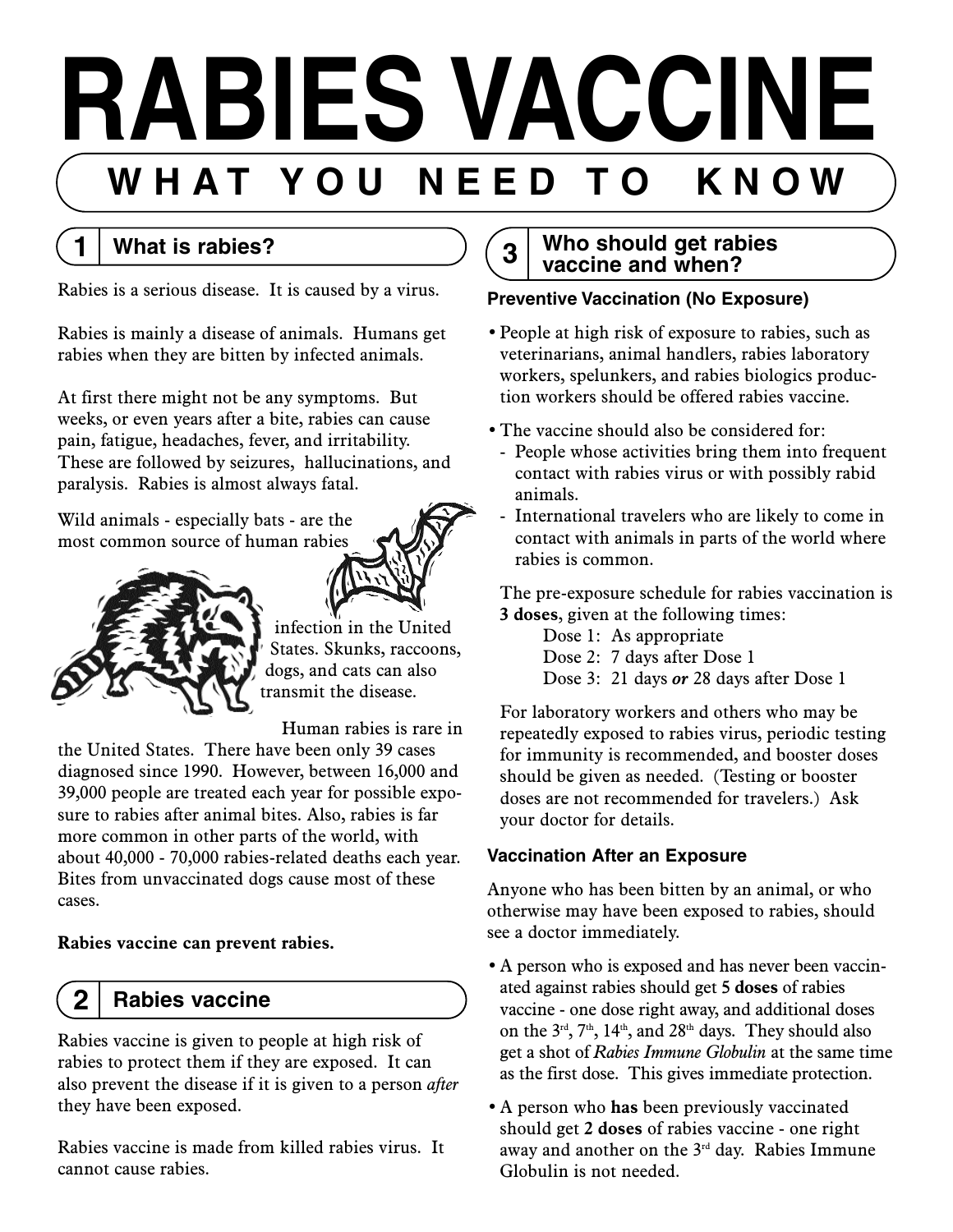# RABIES VACCINE

## WHAT YOU NEED TO KNOW

## 1 What is rabies?

Rabies is a serious disease. It is caused by a virus.

Rabies is mainly a disease of animals. Humans get rabies when they are bitten by infected animals.

At first there might not be any symptoms. But weeks, or even years after a bite, rabies can cause pain, fatigue, headaches, fever, and irritability. These are followed by seizures, hallucinations, and paralysis. Rabies is almost always fatal.

Wild animals - especially bats - are the most common source of human rabies infection in the United States. Skunks, raccoons, dogs, and cats can also transmit the disease.

Human rabies is rare in the United States. There have been only 39 cases diagnosed since 1990. However, between 16,000 and 39,000 people are treated each year for possible exposure to rabies after animal bites. Also, rabies is far more common in other parts of the world, with about 40,000 - 70,000 rabies-related deaths each year. Bites from unvaccinated dogs cause most of these cases.

**Rabies vaccine can prevent rabies.**

## 2 Rabies vaccine

Rabies vaccine is given to people at high risk of rabies to protect them if they are exposed. It can also prevent the disease if it is given to a person *after* they have been exposed.

Rabies vaccine is made from killed rabies virus. It cannot cause rabies.

## 3 Who should get rabies vaccine and when?

### Preventive Vaccination (No Exposure)

- People at high risk of exposure to rabies, such as veterinarians, animal handlers, rabies laboratory workers, spelunkers, and rabies biologics production workers should be offered rabies vaccine.
- The vaccine should also be considered for:
  - People whose activities bring them into frequent contact with rabies virus or with possibly rabid animals.
  - International travelers who are likely to come in contact with animals in parts of the world where rabies is common.

The pre-exposure schedule for rabies vaccination is **3 doses**, given at the following times:

Dose 1: As appropriate
Dose 2: 7 days after Dose 1
Dose 3: 21 days ***or*** 28 days after Dose 1

For laboratory workers and others who may be repeatedly exposed to rabies virus, periodic testing for immunity is recommended, and booster doses should be given as needed. (Testing or booster doses are not recommended for travelers.) Ask your doctor for details.

### Vaccination After an Exposure

Anyone who has been bitten by an animal, or who otherwise may have been exposed to rabies, should see a doctor immediately.

- A person who is exposed and has never been vaccinated against rabies should get **5 doses** of rabies vaccine - one dose right away, and additional doses on the 3rd, 7th, 14th, and 28th days. They should also get a shot of *Rabies Immune Globulin* at the same time as the first dose. This gives immediate protection.
- A person who **has** been previously vaccinated should get **2 doses** of rabies vaccine - one right away and another on the 3rd day. Rabies Immune Globulin is not needed.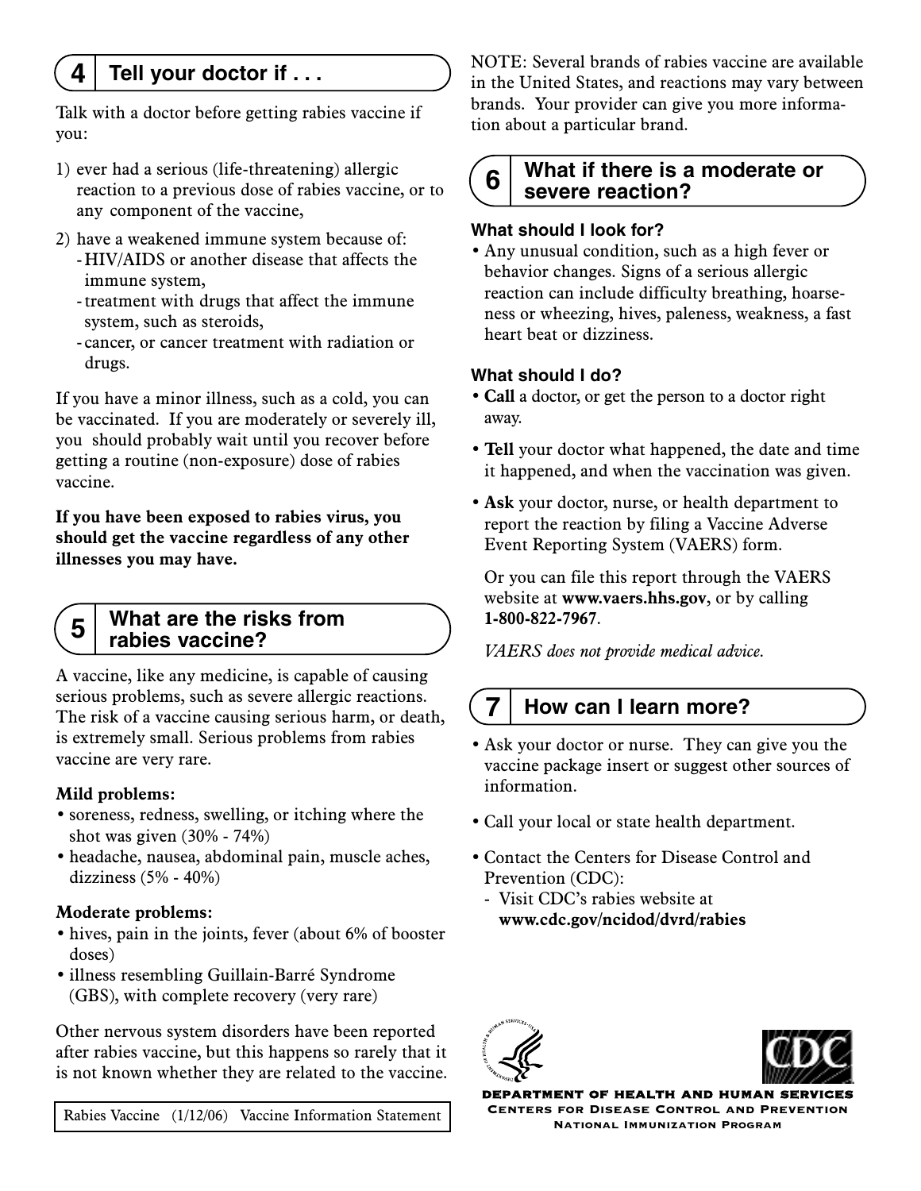## 4 Tell your doctor if . . .

Talk with a doctor before getting rabies vaccine if you:

1) ever had a serious (life-threatening) allergic reaction to a previous dose of rabies vaccine, or to any component of the vaccine,
2) have a weakened immune system because of:
   - HIV/AIDS or another disease that affects the immune system,
   - treatment with drugs that affect the immune system, such as steroids,
   - cancer, or cancer treatment with radiation or drugs.

If you have a minor illness, such as a cold, you can be vaccinated. If you are moderately or severely ill, you should probably wait until you recover before getting a routine (non-exposure) dose of rabies vaccine.

**If you have been exposed to rabies virus, you should get the vaccine regardless of any other illnesses you may have.**

## 5 What are the risks from rabies vaccine?

A vaccine, like any medicine, is capable of causing serious problems, such as severe allergic reactions. The risk of a vaccine causing serious harm, or death, is extremely small. Serious problems from rabies vaccine are very rare.

**Mild problems:**

- soreness, redness, swelling, or itching where the shot was given (30% - 74%)
- headache, nausea, abdominal pain, muscle aches, dizziness (5% - 40%)

**Moderate problems:**

- hives, pain in the joints, fever (about 6% of booster doses)
- illness resembling Guillain-Barré Syndrome (GBS), with complete recovery (very rare)

Other nervous system disorders have been reported after rabies vaccine, but this happens so rarely that it is not known whether they are related to the vaccine.

NOTE: Several brands of rabies vaccine are available in the United States, and reactions may vary between brands. Your provider can give you more information about a particular brand.

## 6 What if there is a moderate or severe reaction?

**What should I look for?**

- Any unusual condition, such as a high fever or behavior changes. Signs of a serious allergic reaction can include difficulty breathing, hoarseness or wheezing, hives, paleness, weakness, a fast heart beat or dizziness.

**What should I do?**

- **Call** a doctor, or get the person to a doctor right away.
- **Tell** your doctor what happened, the date and time it happened, and when the vaccination was given.
- **Ask** your doctor, nurse, or health department to report the reaction by filing a Vaccine Adverse Event Reporting System (VAERS) form.

  Or you can file this report through the VAERS website at **www.vaers.hhs.gov**, or by calling **1-800-822-7967**.

  *VAERS does not provide medical advice.*

## 7 How can I learn more?

- Ask your doctor or nurse. They can give you the vaccine package insert or suggest other sources of information.
- Call your local or state health department.
- Contact the Centers for Disease Control and Prevention (CDC):
  - Visit CDC's rabies website at **www.cdc.gov/ncidod/dvrd/rabies**

Rabies Vaccine (1/12/06) Vaccine Information Statement

DEPARTMENT OF HEALTH AND HUMAN SERVICES
CENTERS FOR DISEASE CONTROL AND PREVENTION
NATIONAL IMMUNIZATION PROGRAM